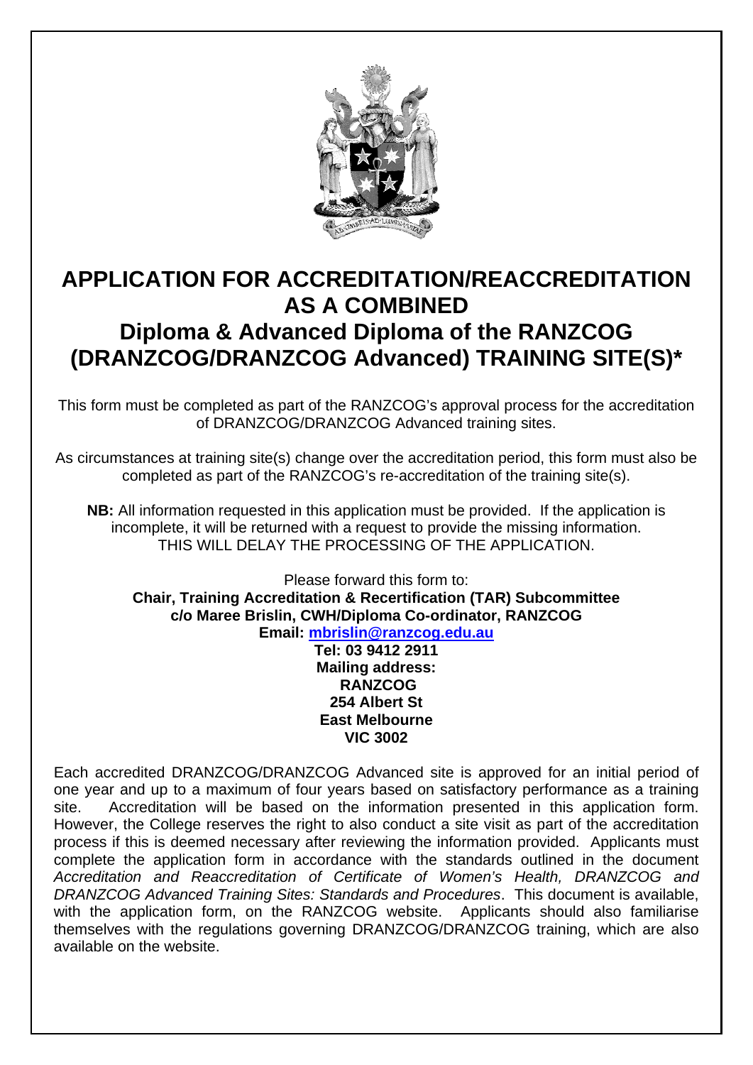# APPLICATION FOR ACCREDITATION/REACCREDITATION AS A COMBINED

# Diploma & Advanced Diploma of the RANZCOG (DRANZCOG/DRANZCOG Advanced) TRAINING SITE(S)*

This form must be completed as part of the RANZCOG's approval process for the accreditation of DRANZCOG/DRANZCOG Advanced training sites.

As circumstances at training site(s) change over the accreditation period, this form must also be completed as part of the RANZCOG's re-accreditation of the training site(s).

**NB:** All information requested in this application must be provided. If the application is incomplete, it will be returned with a request to provide the missing information. THIS WILL DELAY THE PROCESSING OF THE APPLICATION.

Please forward this form to:
**Chair, Training Accreditation & Recertification (TAR) Subcommittee**
**c/o Maree Brislin, CWH/Diploma Co-ordinator, RANZCOG**
**Email: mbrislin@ranzcog.edu.au**
**Tel: 03 9412 2911**
**Mailing address:**
**RANZCOG**
**254 Albert St**
**East Melbourne**
**VIC 3002**

Each accredited DRANZCOG/DRANZCOG Advanced site is approved for an initial period of one year and up to a maximum of four years based on satisfactory performance as a training site. Accreditation will be based on the information presented in this application form. However, the College reserves the right to also conduct a site visit as part of the accreditation process if this is deemed necessary after reviewing the information provided. Applicants must complete the application form in accordance with the standards outlined in the document *Accreditation and Reaccreditation of Certificate of Women's Health, DRANZCOG and DRANZCOG Advanced Training Sites: Standards and Procedures*. This document is available, with the application form, on the RANZCOG website. Applicants should also familiarise themselves with the regulations governing DRANZCOG/DRANZCOG training, which are also available on the website.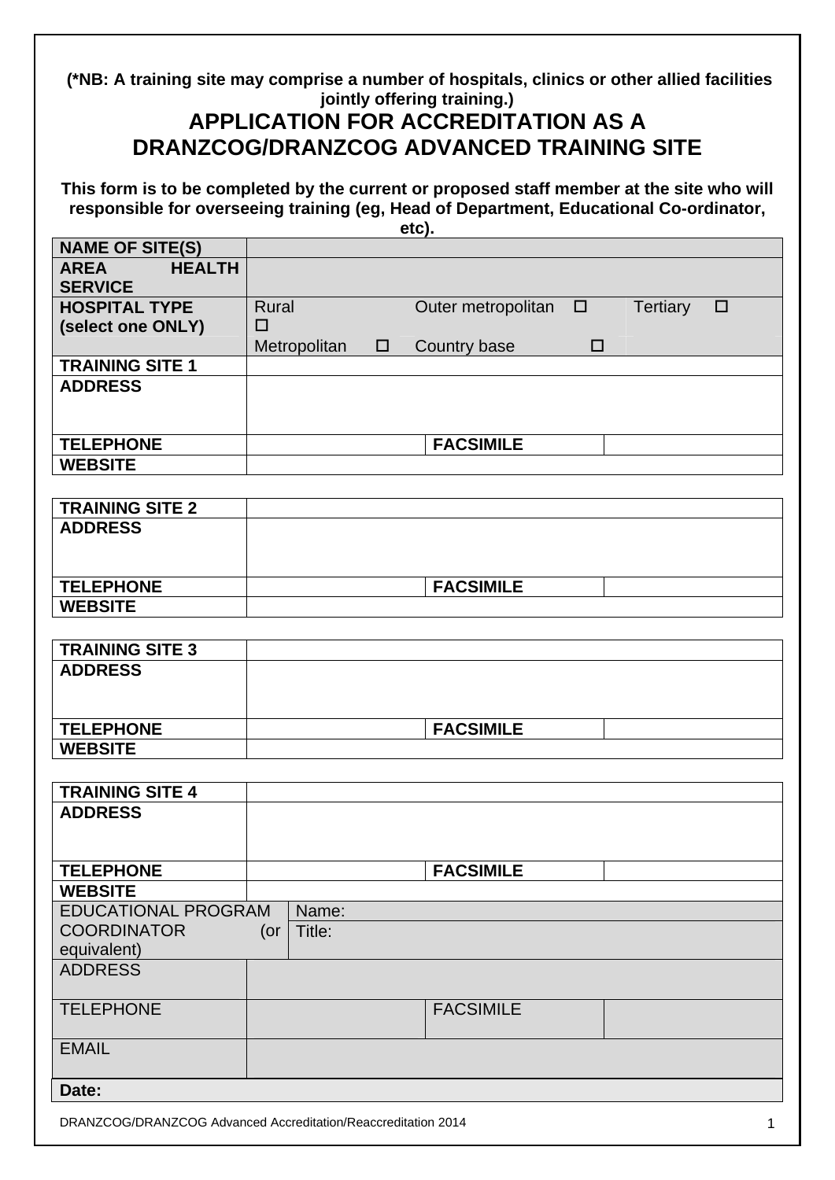**(*NB: A training site may comprise a number of hospitals, clinics or other allied facilities jointly offering training.)**

# APPLICATION FOR ACCREDITATION AS A DRANZCOG/DRANZCOG ADVANCED TRAINING SITE

**This form is to be completed by the current or proposed staff member at the site who will responsible for overseeing training (eg, Head of Department, Educational Co-ordinator, etc).**

| **NAME OF SITE(S)** | | | |
|---|---|---|---|
| **AREA HEALTH SERVICE** | | | |
| **HOSPITAL TYPE (select one ONLY)** | Rural ☐ / Metropolitan ☐ | Outer metropolitan ☐ / Country base ☐ | Tertiary ☐ |
| **TRAINING SITE 1** | | | |
| **ADDRESS** | | | |
| **TELEPHONE** | | **FACSIMILE** | |
| **WEBSITE** | | | |

| **TRAINING SITE 2** | | | |
|---|---|---|---|
| **ADDRESS** | | | |
| **TELEPHONE** | | **FACSIMILE** | |
| **WEBSITE** | | | |

| **TRAINING SITE 3** | | | |
|---|---|---|---|
| **ADDRESS** | | | |
| **TELEPHONE** | | **FACSIMILE** | |
| **WEBSITE** | | | |

| **TRAINING SITE 4** | | | |
|---|---|---|---|
| **ADDRESS** | | | |
| **TELEPHONE** | | **FACSIMILE** | |
| **WEBSITE** | | | |
| EDUCATIONAL PROGRAM COORDINATOR (or equivalent) | Name: | | |
| | Title: | | |
| ADDRESS | | | |
| TELEPHONE | | FACSIMILE | |
| EMAIL | | | |
| **Date:** | | | |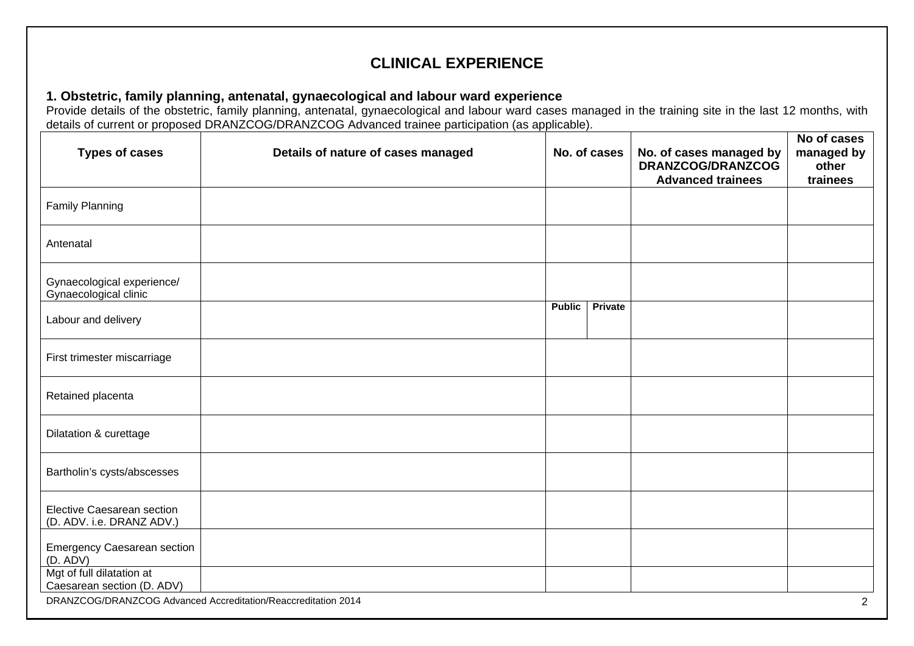# CLINICAL EXPERIENCE

## 1. Obstetric, family planning, antenatal, gynaecological and labour ward experience

Provide details of the obstetric, family planning, antenatal, gynaecological and labour ward cases managed in the training site in the last 12 months, with details of current or proposed DRANZCOG/DRANZCOG Advanced trainee participation (as applicable).

| Types of cases | Details of nature of cases managed | No. of cases | | No. of cases managed by DRANZCOG/DRANZCOG Advanced trainees | No of cases managed by other trainees |
|---|---|---|---|---|---|
| Family Planning | | | | | |
| Antenatal | | | | | |
| Gynaecological experience/ Gynaecological clinic | | | | | |
| Labour and delivery | | Public | Private | | |
| First trimester miscarriage | | | | | |
| Retained placenta | | | | | |
| Dilatation & curettage | | | | | |
| Bartholin's cysts/abscesses | | | | | |
| Elective Caesarean section (D. ADV. i.e. DRANZ ADV.) | | | | | |
| Emergency Caesarean section (D. ADV) | | | | | |
| Mgt of full dilatation at Caesarean section (D. ADV) | | | | | |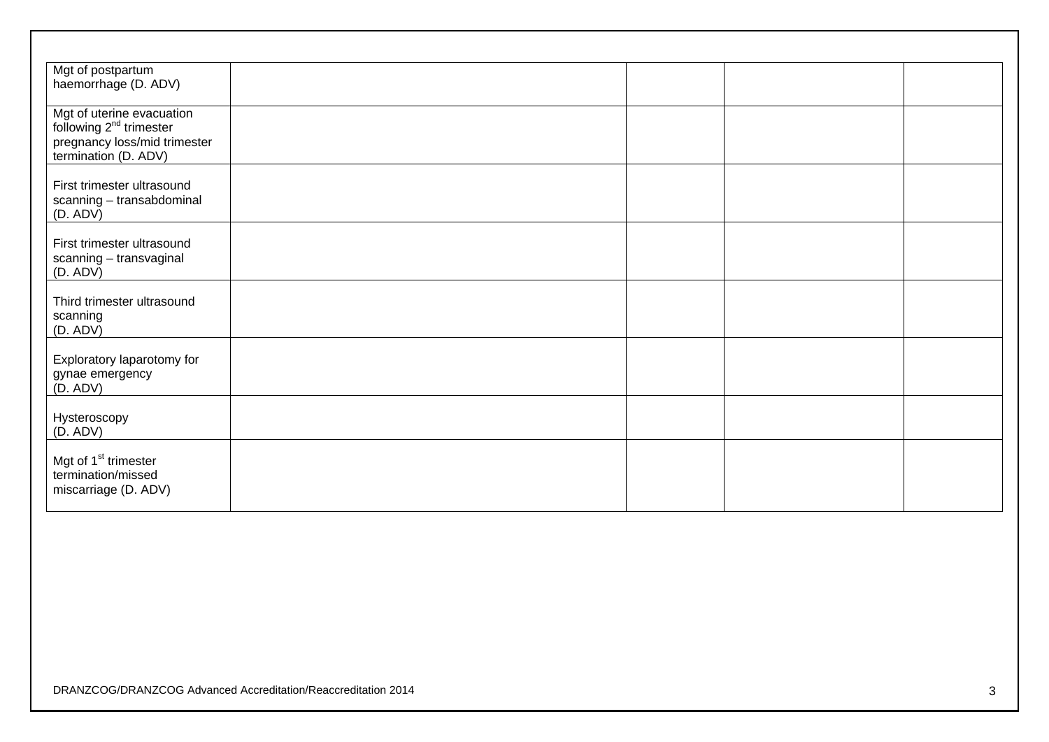| | | | | |
|---|---|---|---|---|
| Mgt of postpartum haemorrhage (D. ADV) | | | | |
| Mgt of uterine evacuation following 2nd trimester pregnancy loss/mid trimester termination (D. ADV) | | | | |
| First trimester ultrasound scanning – transabdominal (D. ADV) | | | | |
| First trimester ultrasound scanning – transvaginal (D. ADV) | | | | |
| Third trimester ultrasound scanning (D. ADV) | | | | |
| Exploratory laparotomy for gynae emergency (D. ADV) | | | | |
| Hysteroscopy (D. ADV) | | | | |
| Mgt of 1st trimester termination/missed miscarriage (D. ADV) | | | | |

DRANZCOG/DRANZCOG Advanced Accreditation/Reaccreditation 2014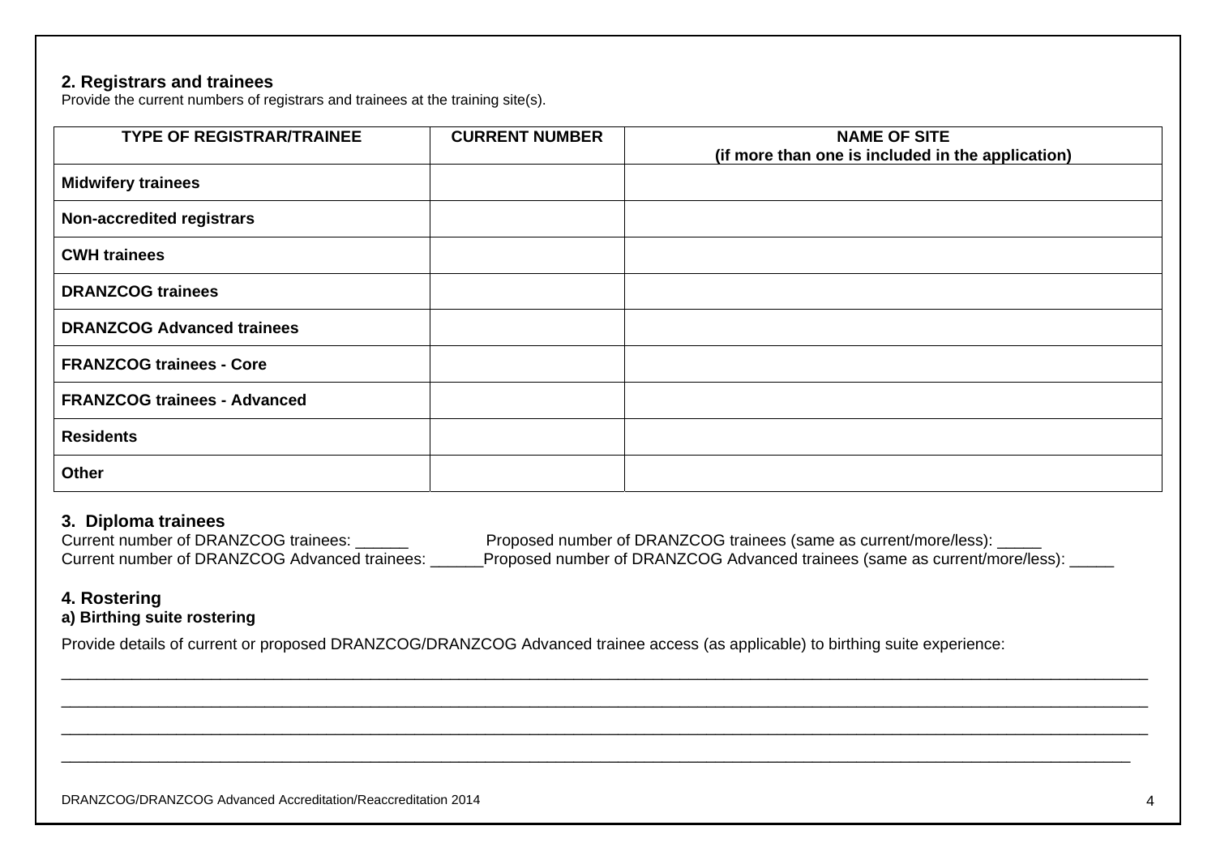## 2. Registrars and trainees

Provide the current numbers of registrars and trainees at the training site(s).

| TYPE OF REGISTRAR/TRAINEE | CURRENT NUMBER | NAME OF SITE (if more than one is included in the application) |
|---|---|---|
| **Midwifery trainees** | | |
| **Non-accredited registrars** | | |
| **CWH trainees** | | |
| **DRANZCOG trainees** | | |
| **DRANZCOG Advanced trainees** | | |
| **FRANZCOG trainees - Core** | | |
| **FRANZCOG trainees - Advanced** | | |
| **Residents** | | |
| **Other** | | |

## 3. Diploma trainees

Current number of DRANZCOG trainees: ______ Proposed number of DRANZCOG trainees (same as current/more/less): _____

Current number of DRANZCOG Advanced trainees: ______ Proposed number of DRANZCOG Advanced trainees (same as current/more/less): _____

## 4. Rostering

### a) Birthing suite rostering

Provide details of current or proposed DRANZCOG/DRANZCOG Advanced trainee access (as applicable) to birthing suite experience:

______________________________________________________________________________________________________________

______________________________________________________________________________________________________________

______________________________________________________________________________________________________________

______________________________________________________________________________________________________________

DRANZCOG/DRANZCOG Advanced Accreditation/Reaccreditation 2014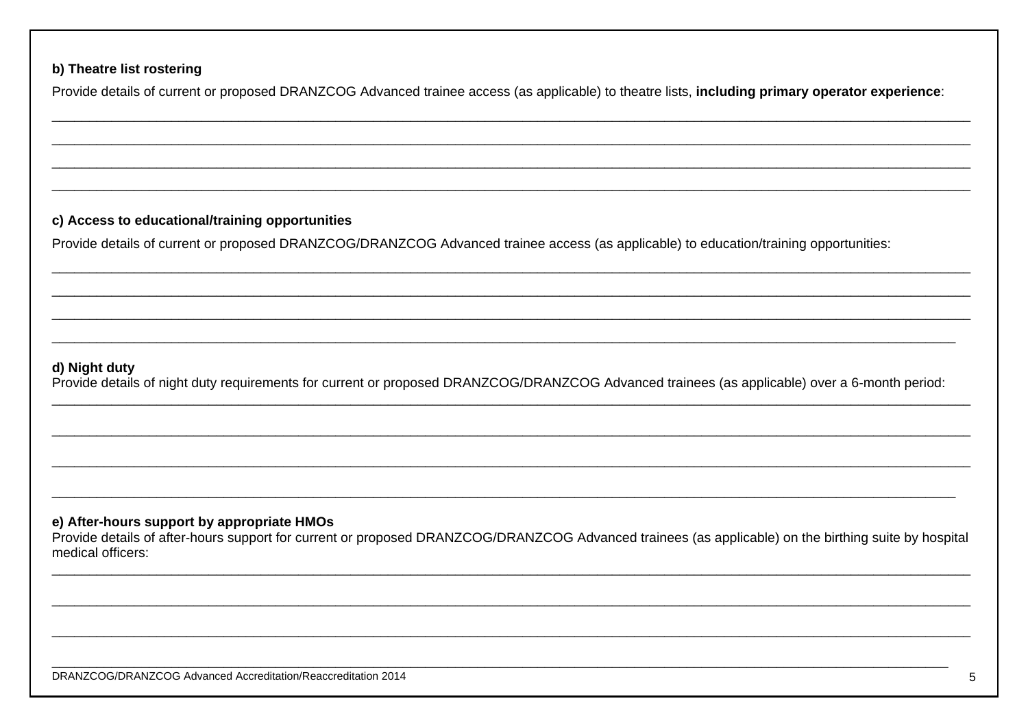**b) Theatre list rostering**

Provide details of current or proposed DRANZCOG Advanced trainee access (as applicable) to theatre lists, **including primary operator experience**:

______________________________________________________________________________________________________________

______________________________________________________________________________________________________________

______________________________________________________________________________________________________________

______________________________________________________________________________________________________________

**c) Access to educational/training opportunities**

Provide details of current or proposed DRANZCOG/DRANZCOG Advanced trainee access (as applicable) to education/training opportunities:

______________________________________________________________________________________________________________

______________________________________________________________________________________________________________

______________________________________________________________________________________________________________

______________________________________________________________________________________________________________

**d) Night duty**

Provide details of night duty requirements for current or proposed DRANZCOG/DRANZCOG Advanced trainees (as applicable) over a 6-month period:

______________________________________________________________________________________________________________

______________________________________________________________________________________________________________

______________________________________________________________________________________________________________

______________________________________________________________________________________________________________

**e) After-hours support by appropriate HMOs**

Provide details of after-hours support for current or proposed DRANZCOG/DRANZCOG Advanced trainees (as applicable) on the birthing suite by hospital medical officers:

______________________________________________________________________________________________________________

______________________________________________________________________________________________________________

______________________________________________________________________________________________________________

______________________________________________________________________________________________________________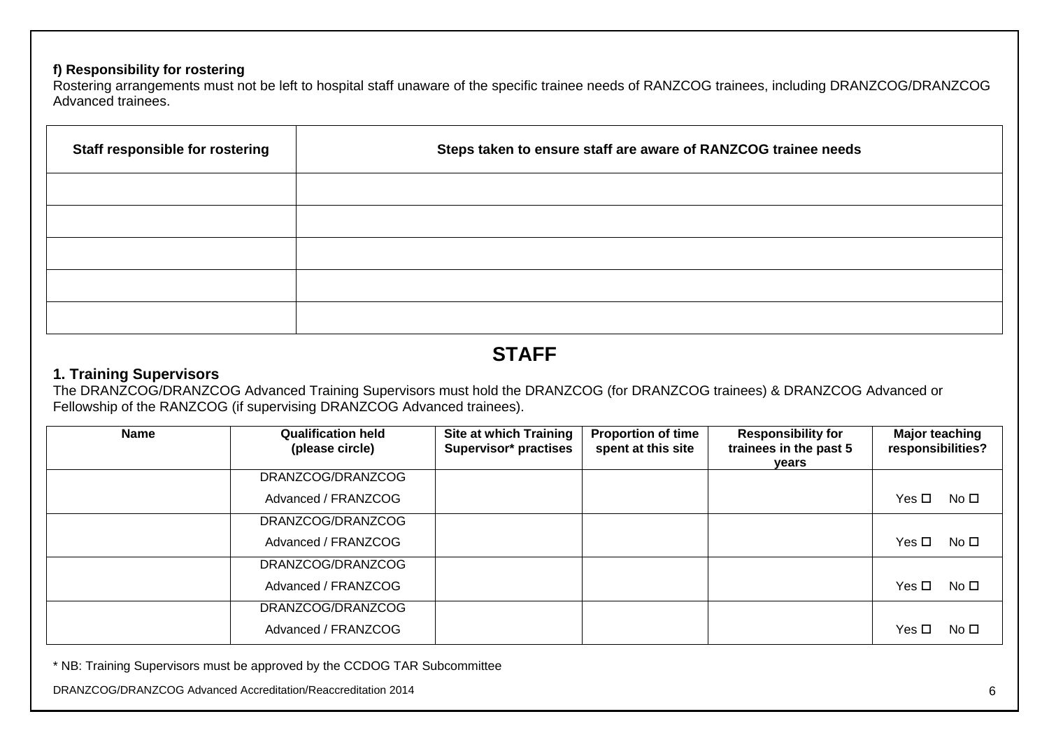**f) Responsibility for rostering**

Rostering arrangements must not be left to hospital staff unaware of the specific trainee needs of RANZCOG trainees, including DRANZCOG/DRANZCOG Advanced trainees.

| Staff responsible for rostering | Steps taken to ensure staff are aware of RANZCOG trainee needs |
|---|---|
| | |
| | |
| | |
| | |
| | |

## STAFF

### 1. Training Supervisors

The DRANZCOG/DRANZCOG Advanced Training Supervisors must hold the DRANZCOG (for DRANZCOG trainees) & DRANZCOG Advanced or Fellowship of the RANZCOG (if supervising DRANZCOG Advanced trainees).

| Name | Qualification held (please circle) | Site at which Training Supervisor* practises | Proportion of time spent at this site | Responsibility for trainees in the past 5 years | Major teaching responsibilities? |
|---|---|---|---|---|---|
| | DRANZCOG/DRANZCOG Advanced / FRANZCOG | | | | Yes ☐ No ☐ |
| | DRANZCOG/DRANZCOG Advanced / FRANZCOG | | | | Yes ☐ No ☐ |
| | DRANZCOG/DRANZCOG Advanced / FRANZCOG | | | | Yes ☐ No ☐ |
| | DRANZCOG/DRANZCOG Advanced / FRANZCOG | | | | Yes ☐ No ☐ |

* NB: Training Supervisors must be approved by the CCDOG TAR Subcommittee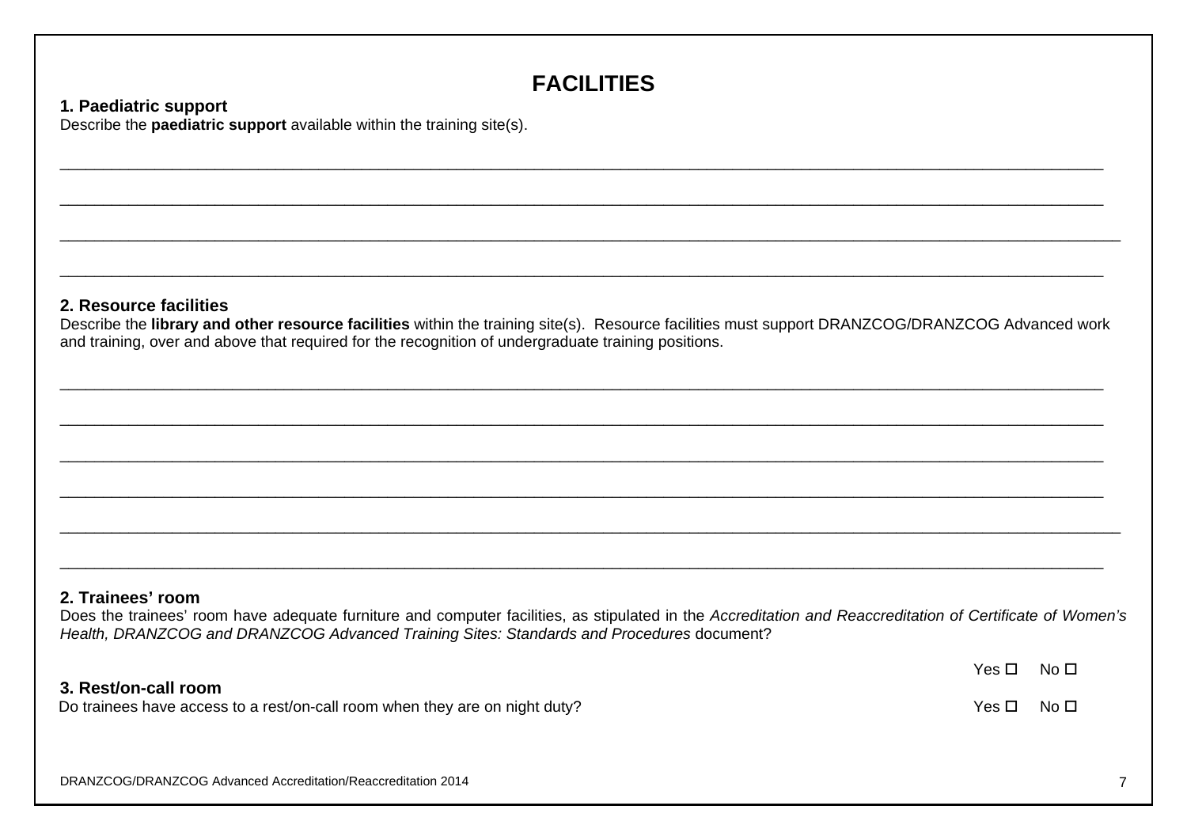# FACILITIES

**1. Paediatric support**

Describe the **paediatric support** available within the training site(s).

______________________________________________________________________________________________________

______________________________________________________________________________________________________

______________________________________________________________________________________________________

______________________________________________________________________________________________________

**2. Resource facilities**

Describe the **library and other resource facilities** within the training site(s). Resource facilities must support DRANZCOG/DRANZCOG Advanced work and training, over and above that required for the recognition of undergraduate training positions.

______________________________________________________________________________________________________

______________________________________________________________________________________________________

______________________________________________________________________________________________________

______________________________________________________________________________________________________

______________________________________________________________________________________________________

______________________________________________________________________________________________________

**2. Trainees' room**

Does the trainees' room have adequate furniture and computer facilities, as stipulated in the *Accreditation and Reaccreditation of Certificate of Women's Health, DRANZCOG and DRANZCOG Advanced Training Sites: Standards and Procedures* document?

Yes ☐ No ☐

**3. Rest/on-call room**

Do trainees have access to a rest/on-call room when they are on night duty? Yes ☐ No ☐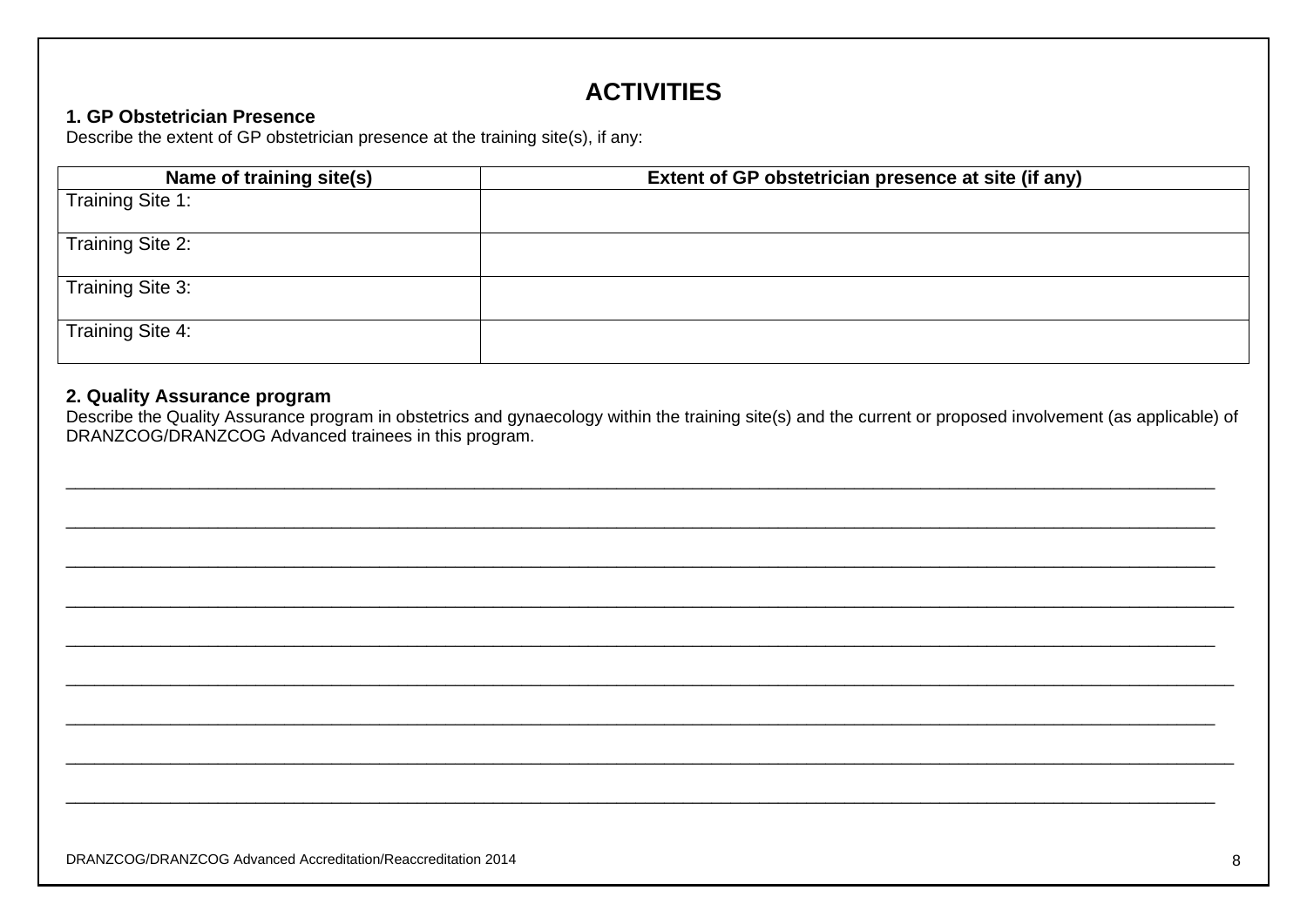# ACTIVITIES

### 1. GP Obstetrician Presence

Describe the extent of GP obstetrician presence at the training site(s), if any:

| Name of training site(s) | Extent of GP obstetrician presence at site (if any) |
|---|---|
| Training Site 1: | |
| Training Site 2: | |
| Training Site 3: | |
| Training Site 4: | |

### 2. Quality Assurance program

Describe the Quality Assurance program in obstetrics and gynaecology within the training site(s) and the current or proposed involvement (as applicable) of DRANZCOG/DRANZCOG Advanced trainees in this program.

______________________________________________________________________________________________________________

______________________________________________________________________________________________________________

______________________________________________________________________________________________________________

______________________________________________________________________________________________________________

______________________________________________________________________________________________________________

______________________________________________________________________________________________________________

______________________________________________________________________________________________________________

______________________________________________________________________________________________________________

______________________________________________________________________________________________________________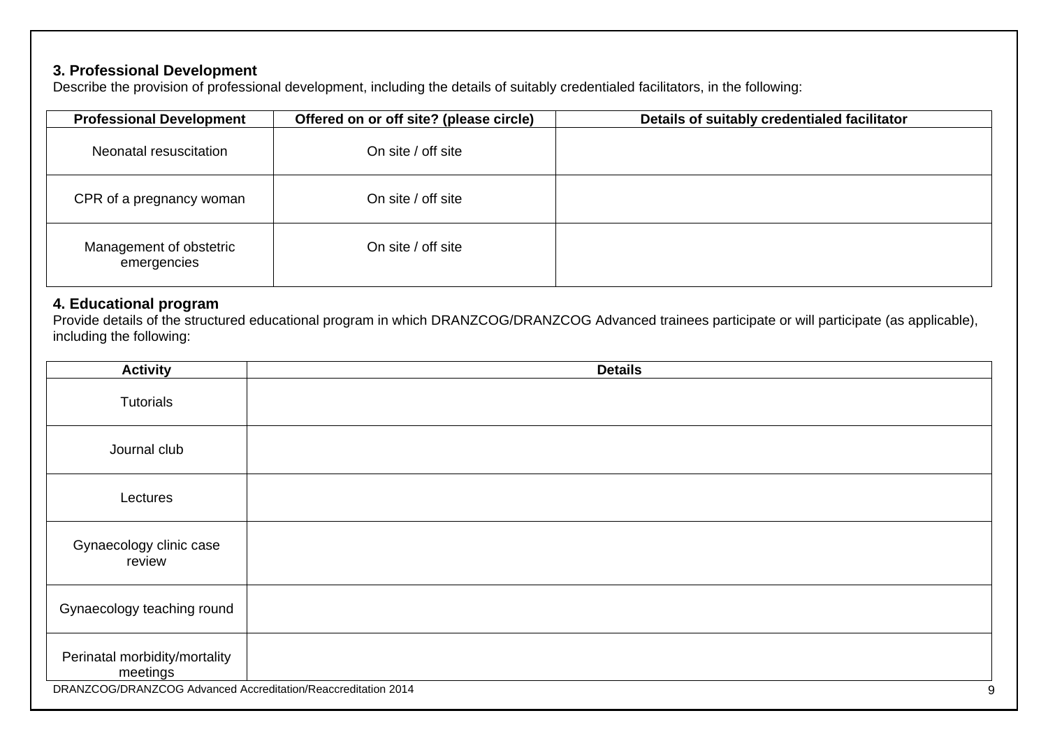### 3. Professional Development

Describe the provision of professional development, including the details of suitably credentialed facilitators, in the following:

| Professional Development | Offered on or off site? (please circle) | Details of suitably credentialed facilitator |
|---|---|---|
| Neonatal resuscitation | On site / off site | |
| CPR of a pregnancy woman | On site / off site | |
| Management of obstetric emergencies | On site / off site | |

### 4. Educational program

Provide details of the structured educational program in which DRANZCOG/DRANZCOG Advanced trainees participate or will participate (as applicable), including the following:

| Activity | Details |
|---|---|
| Tutorials | |
| Journal club | |
| Lectures | |
| Gynaecology clinic case review | |
| Gynaecology teaching round | |
| Perinatal morbidity/mortality meetings | |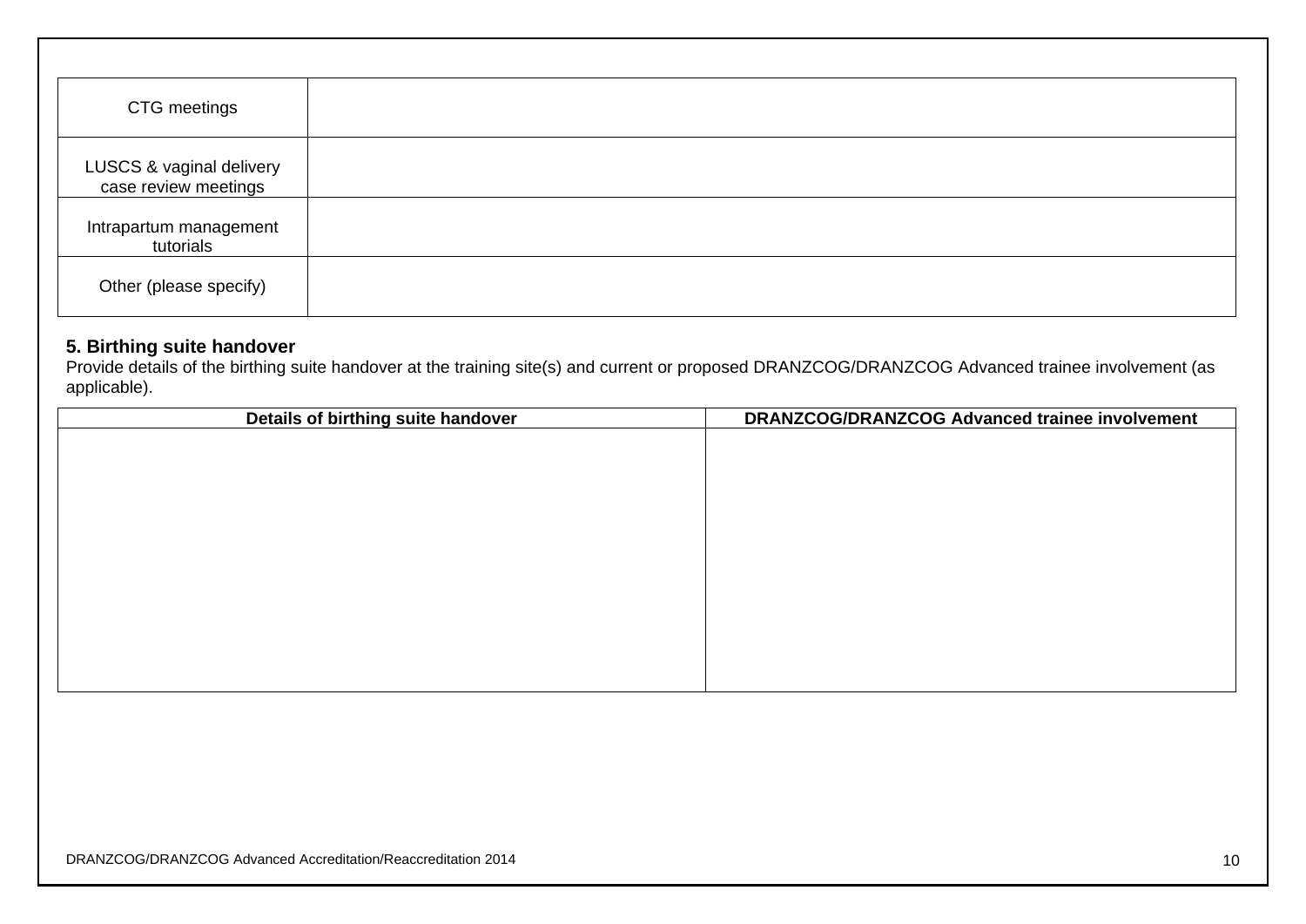| | |
|---|---|
| CTG meetings | |
| LUSCS & vaginal delivery case review meetings | |
| Intrapartum management tutorials | |
| Other (please specify) | |

**5. Birthing suite handover**

Provide details of the birthing suite handover at the training site(s) and current or proposed DRANZCOG/DRANZCOG Advanced trainee involvement (as applicable).

| Details of birthing suite handover | DRANZCOG/DRANZCOG Advanced trainee involvement |
|---|---|
| | |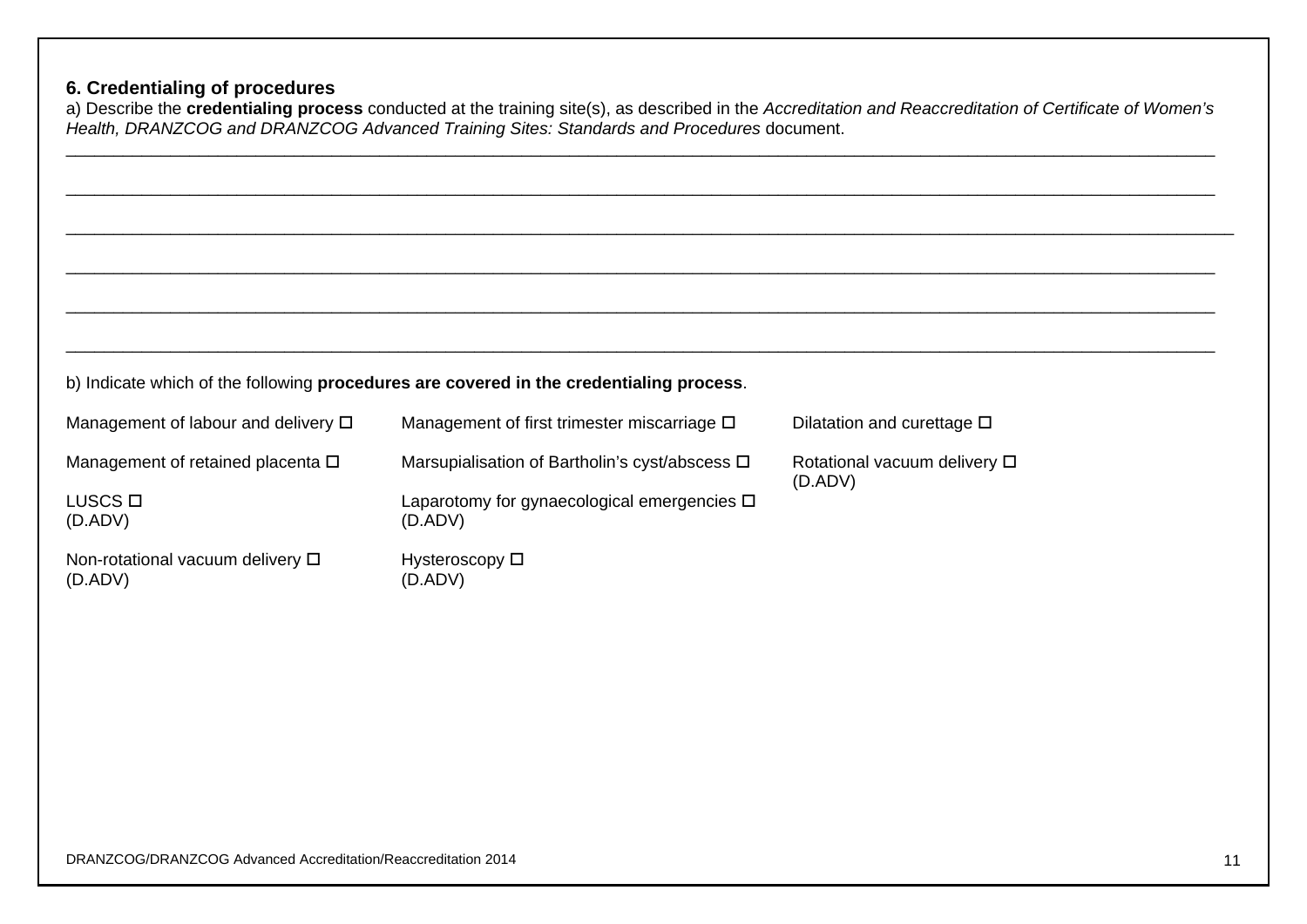### 6. Credentialing of procedures

a) Describe the **credentialing process** conducted at the training site(s), as described in the *Accreditation and Reaccreditation of Certificate of Women's Health, DRANZCOG and DRANZCOG Advanced Training Sites: Standards and Procedures* document.

______________________________________________________________________________________________________________

______________________________________________________________________________________________________________

______________________________________________________________________________________________________________

______________________________________________________________________________________________________________

______________________________________________________________________________________________________________

______________________________________________________________________________________________________________

b) Indicate which of the following **procedures are covered in the credentialing process**.

| | | |
|---|---|---|
| Management of labour and delivery ☐ | Management of first trimester miscarriage ☐ | Dilatation and curettage ☐ |
| Management of retained placenta ☐ | Marsupialisation of Bartholin's cyst/abscess ☐ | Rotational vacuum delivery ☐ (D.ADV) |
| LUSCS ☐ (D.ADV) | Laparotomy for gynaecological emergencies ☐ (D.ADV) | |
| Non-rotational vacuum delivery ☐ (D.ADV) | Hysteroscopy ☐ (D.ADV) | |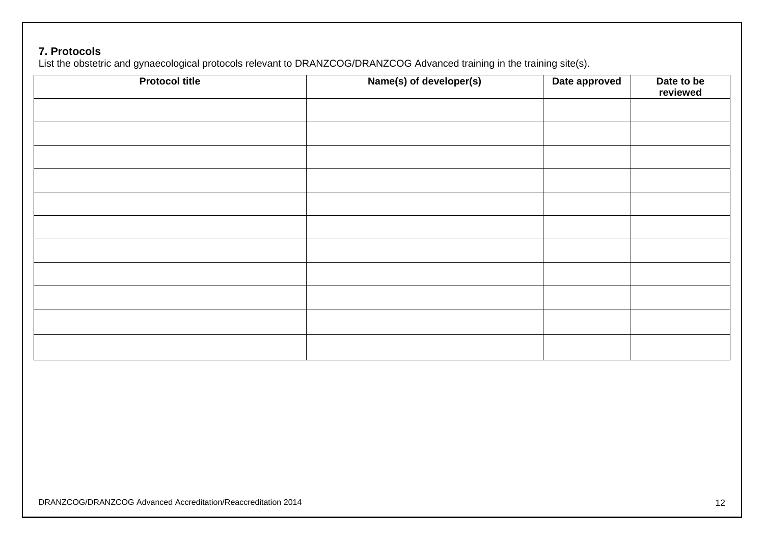**7. Protocols**

List the obstetric and gynaecological protocols relevant to DRANZCOG/DRANZCOG Advanced training in the training site(s).

| Protocol title | Name(s) of developer(s) | Date approved | Date to be reviewed |
|---|---|---|---|
| | | | |
| | | | |
| | | | |
| | | | |
| | | | |
| | | | |
| | | | |
| | | | |
| | | | |
| | | | |
| | | | |